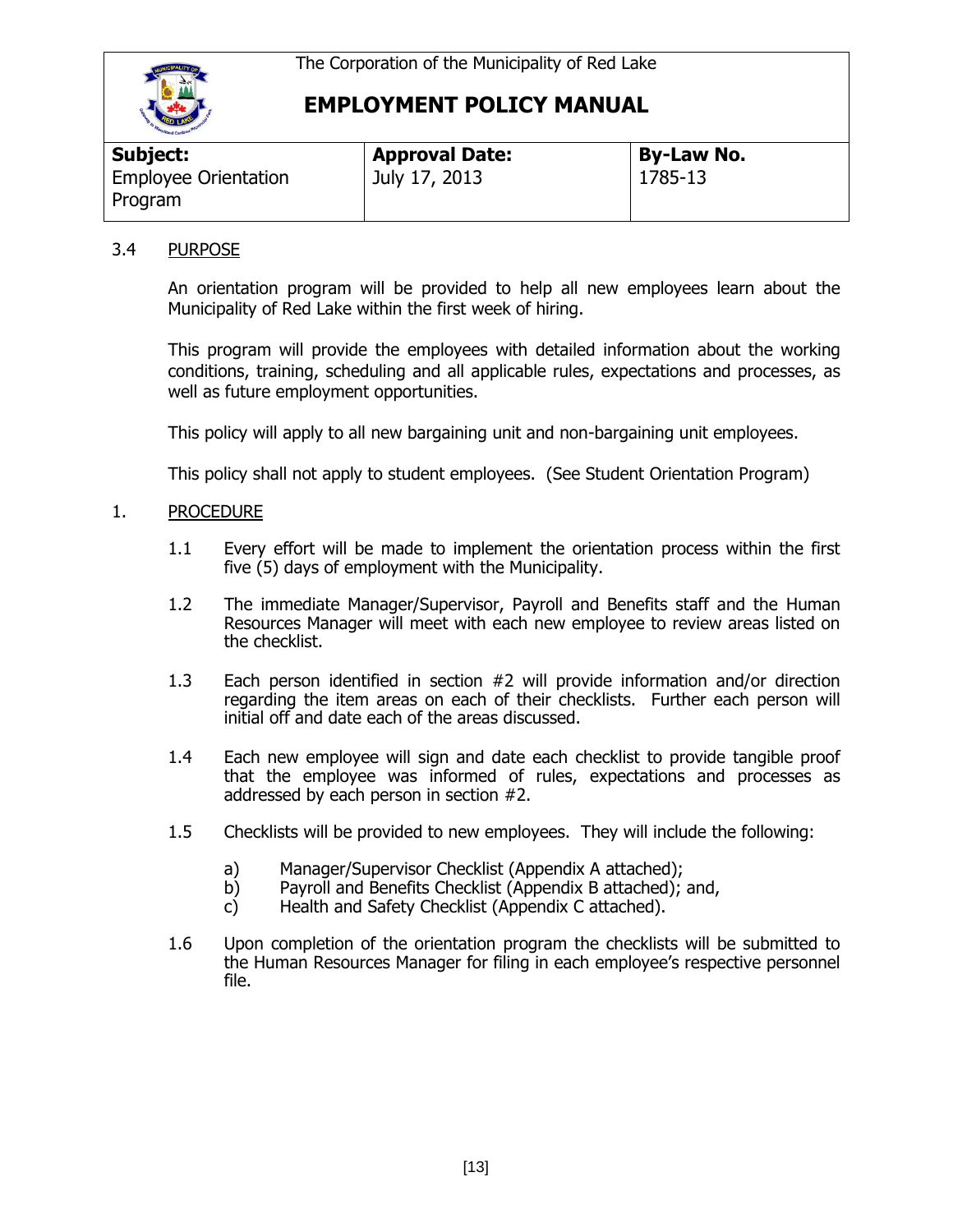The Corporation of the Municipality of Red Lake

# EMPLOYMENT POLICY MANUAL

| **Subject:** Employee Orientation Program | **Approval Date:** July 17, 2013 | **By-Law No.** 1785-13 |
|---|---|---|

## 3.4 PURPOSE

An orientation program will be provided to help all new employees learn about the Municipality of Red Lake within the first week of hiring.

This program will provide the employees with detailed information about the working conditions, training, scheduling and all applicable rules, expectations and processes, as well as future employment opportunities.

This policy will apply to all new bargaining unit and non-bargaining unit employees.

This policy shall not apply to student employees. (See Student Orientation Program)

## 1. PROCEDURE

1.1 Every effort will be made to implement the orientation process within the first five (5) days of employment with the Municipality.

1.2 The immediate Manager/Supervisor, Payroll and Benefits staff and the Human Resources Manager will meet with each new employee to review areas listed on the checklist.

1.3 Each person identified in section #2 will provide information and/or direction regarding the item areas on each of their checklists. Further each person will initial off and date each of the areas discussed.

1.4 Each new employee will sign and date each checklist to provide tangible proof that the employee was informed of rules, expectations and processes as addressed by each person in section #2.

1.5 Checklists will be provided to new employees. They will include the following:

a) Manager/Supervisor Checklist (Appendix A attached);
b) Payroll and Benefits Checklist (Appendix B attached); and,
c) Health and Safety Checklist (Appendix C attached).

1.6 Upon completion of the orientation program the checklists will be submitted to the Human Resources Manager for filing in each employee's respective personnel file.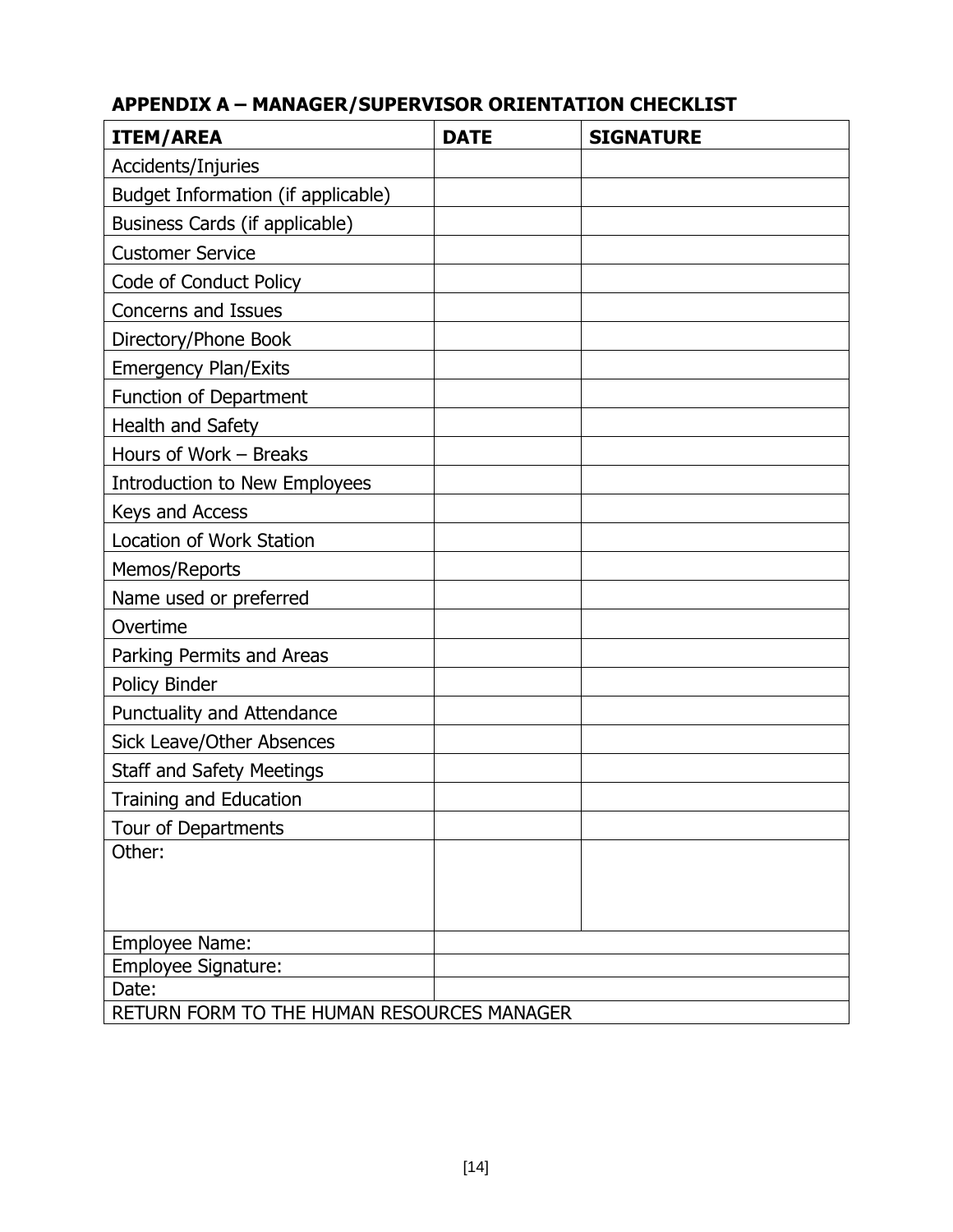## APPENDIX A – MANAGER/SUPERVISOR ORIENTATION CHECKLIST

| ITEM/AREA | DATE | SIGNATURE |
|---|---|---|
| Accidents/Injuries | | |
| Budget Information (if applicable) | | |
| Business Cards (if applicable) | | |
| Customer Service | | |
| Code of Conduct Policy | | |
| Concerns and Issues | | |
| Directory/Phone Book | | |
| Emergency Plan/Exits | | |
| Function of Department | | |
| Health and Safety | | |
| Hours of Work – Breaks | | |
| Introduction to New Employees | | |
| Keys and Access | | |
| Location of Work Station | | |
| Memos/Reports | | |
| Name used or preferred | | |
| Overtime | | |
| Parking Permits and Areas | | |
| Policy Binder | | |
| Punctuality and Attendance | | |
| Sick Leave/Other Absences | | |
| Staff and Safety Meetings | | |
| Training and Education | | |
| Tour of Departments | | |
| Other: | | |
| Employee Name: | | |
| Employee Signature: | | |
| Date: | | |
| RETURN FORM TO THE HUMAN RESOURCES MANAGER | | |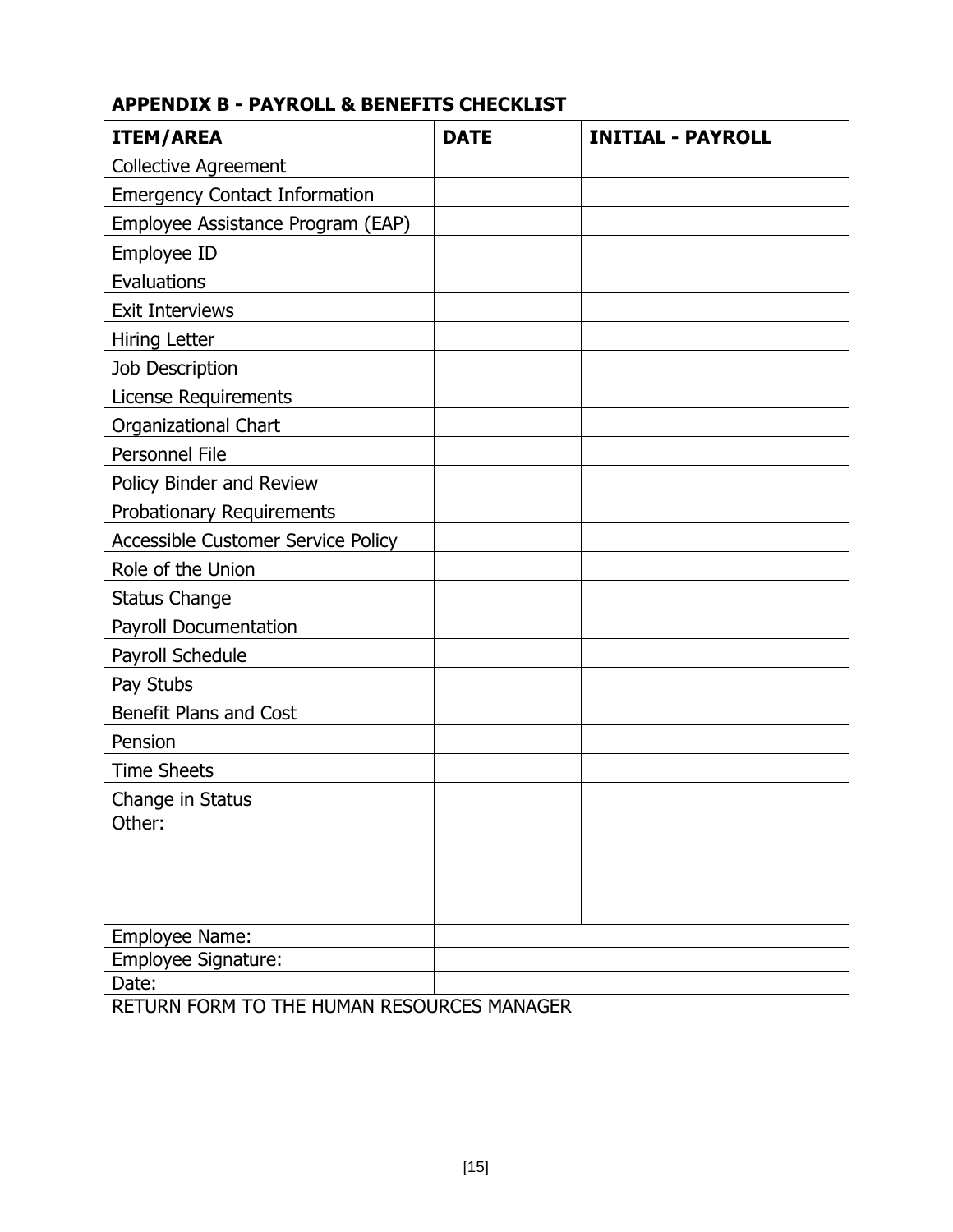## APPENDIX B - PAYROLL & BENEFITS CHECKLIST

| ITEM/AREA | DATE | INITIAL - PAYROLL |
|---|---|---|
| Collective Agreement | | |
| Emergency Contact Information | | |
| Employee Assistance Program (EAP) | | |
| Employee ID | | |
| Evaluations | | |
| Exit Interviews | | |
| Hiring Letter | | |
| Job Description | | |
| License Requirements | | |
| Organizational Chart | | |
| Personnel File | | |
| Policy Binder and Review | | |
| Probationary Requirements | | |
| Accessible Customer Service Policy | | |
| Role of the Union | | |
| Status Change | | |
| Payroll Documentation | | |
| Payroll Schedule | | |
| Pay Stubs | | |
| Benefit Plans and Cost | | |
| Pension | | |
| Time Sheets | | |
| Change in Status | | |
| Other: | | |
| Employee Name: | | |
| Employee Signature: | | |
| Date: | | |
| RETURN FORM TO THE HUMAN RESOURCES MANAGER | | |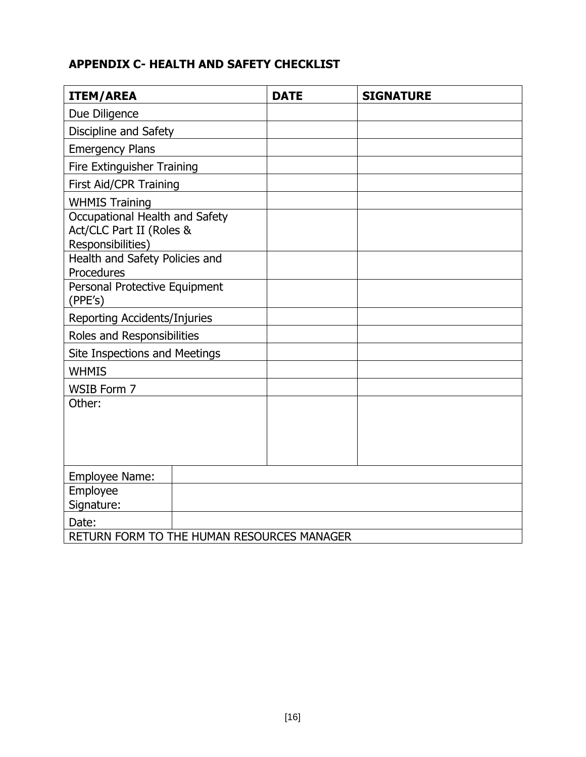## APPENDIX C- HEALTH AND SAFETY CHECKLIST

| ITEM/AREA | DATE | SIGNATURE |
|---|---|---|
| Due Diligence | | |
| Discipline and Safety | | |
| Emergency Plans | | |
| Fire Extinguisher Training | | |
| First Aid/CPR Training | | |
| WHMIS Training | | |
| Occupational Health and Safety Act/CLC Part II (Roles & Responsibilities) | | |
| Health and Safety Policies and Procedures | | |
| Personal Protective Equipment (PPE's) | | |
| Reporting Accidents/Injuries | | |
| Roles and Responsibilities | | |
| Site Inspections and Meetings | | |
| WHMIS | | |
| WSIB Form 7 | | |
| Other: | | |

| | |
|---|---|
| Employee Name: | |
| Employee Signature: | |
| Date: | |

RETURN FORM TO THE HUMAN RESOURCES MANAGER